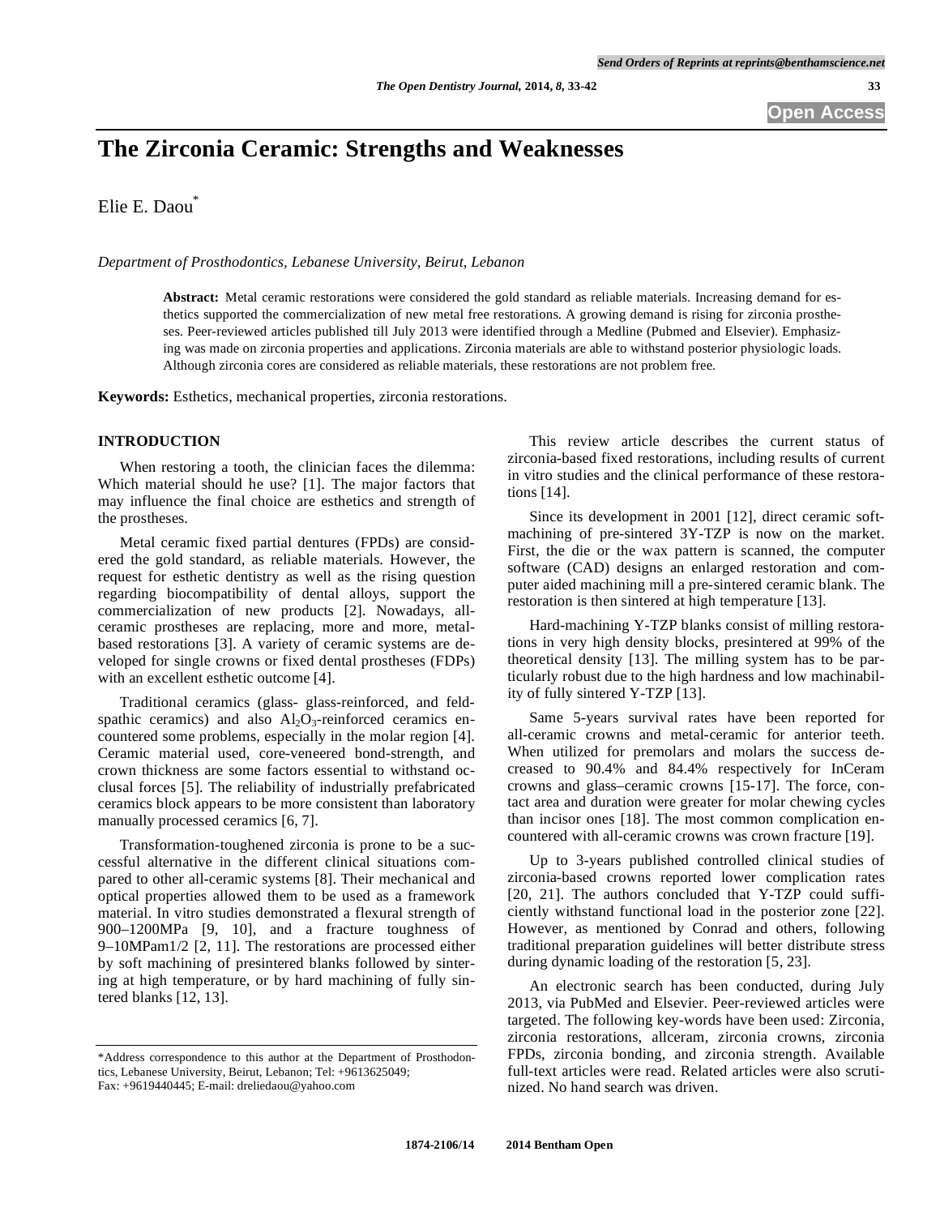# The Zirconia Ceramic: Strengths and Weaknesses

Elie E. Daou[*]

*Department of Prosthodontics, Lebanese University, Beirut, Lebanon*

**Abstract:** Metal ceramic restorations were considered the gold standard as reliable materials. Increasing demand for esthetics supported the commercialization of new metal free restorations. A growing demand is rising for zirconia prostheses. Peer-reviewed articles published till July 2013 were identified through a Medline (Pubmed and Elsevier). Emphasizing was made on zirconia properties and applications. Zirconia materials are able to withstand posterior physiologic loads. Although zirconia cores are considered as reliable materials, these restorations are not problem free.

**Keywords:** Esthetics, mechanical properties, zirconia restorations.

## INTRODUCTION

When restoring a tooth, the clinician faces the dilemma: Which material should he use? [1]. The major factors that may influence the final choice are esthetics and strength of the prostheses.

Metal ceramic fixed partial dentures (FPDs) are considered the gold standard, as reliable materials. However, the request for esthetic dentistry as well as the rising question regarding biocompatibility of dental alloys, support the commercialization of new products [2]. Nowadays, all-ceramic prostheses are replacing, more and more, metal-based restorations [3]. A variety of ceramic systems are developed for single crowns or fixed dental prostheses (FDPs) with an excellent esthetic outcome [4].

Traditional ceramics (glass- glass-reinforced, and feldspathic ceramics) and also $Al_2O_3$-reinforced ceramics encountered some problems, especially in the molar region [4]. Ceramic material used, core-veneered bond-strength, and crown thickness are some factors essential to withstand occlusal forces [5]. The reliability of industrially prefabricated ceramics block appears to be more consistent than laboratory manually processed ceramics [6, 7].

Transformation-toughened zirconia is prone to be a successful alternative in the different clinical situations compared to other all-ceramic systems [8]. Their mechanical and optical properties allowed them to be used as a framework material. In vitro studies demonstrated a flexural strength of 900–1200MPa [9, 10], and a fracture toughness of 9–10MPam1/2 [2, 11]. The restorations are processed either by soft machining of presintered blanks followed by sintering at high temperature, or by hard machining of fully sintered blanks [12, 13].

This review article describes the current status of zirconia-based fixed restorations, including results of current in vitro studies and the clinical performance of these restorations [14].

Since its development in 2001 [12], direct ceramic soft-machining of pre-sintered 3Y-TZP is now on the market. First, the die or the wax pattern is scanned, the computer software (CAD) designs an enlarged restoration and computer aided machining mill a pre-sintered ceramic blank. The restoration is then sintered at high temperature [13].

Hard-machining Y-TZP blanks consist of milling restorations in very high density blocks, presintered at 99% of the theoretical density [13]. The milling system has to be particularly robust due to the high hardness and low machinability of fully sintered Y-TZP [13].

Same 5-years survival rates have been reported for all-ceramic crowns and metal-ceramic for anterior teeth. When utilized for premolars and molars the success decreased to 90.4% and 84.4% respectively for InCeram crowns and glass–ceramic crowns [15-17]. The force, contact area and duration were greater for molar chewing cycles than incisor ones [18]. The most common complication encountered with all-ceramic crowns was crown fracture [19].

Up to 3-years published controlled clinical studies of zirconia-based crowns reported lower complication rates [20, 21]. The authors concluded that Y-TZP could sufficiently withstand functional load in the posterior zone [22]. However, as mentioned by Conrad and others, following traditional preparation guidelines will better distribute stress during dynamic loading of the restoration [5, 23].

An electronic search has been conducted, during July 2013, via PubMed and Elsevier. Peer-reviewed articles were targeted. The following key-words have been used: Zirconia, zirconia restorations, allceram, zirconia crowns, zirconia FPDs, zirconia bonding, and zirconia strength. Available full-text articles were read. Related articles were also scrutinized. No hand search was driven.

*Address correspondence to this author at the Department of Prosthodontics, Lebanese University, Beirut, Lebanon; Tel: +9613625049; Fax: +9619440445; E-mail: dreliedaou@yahoo.com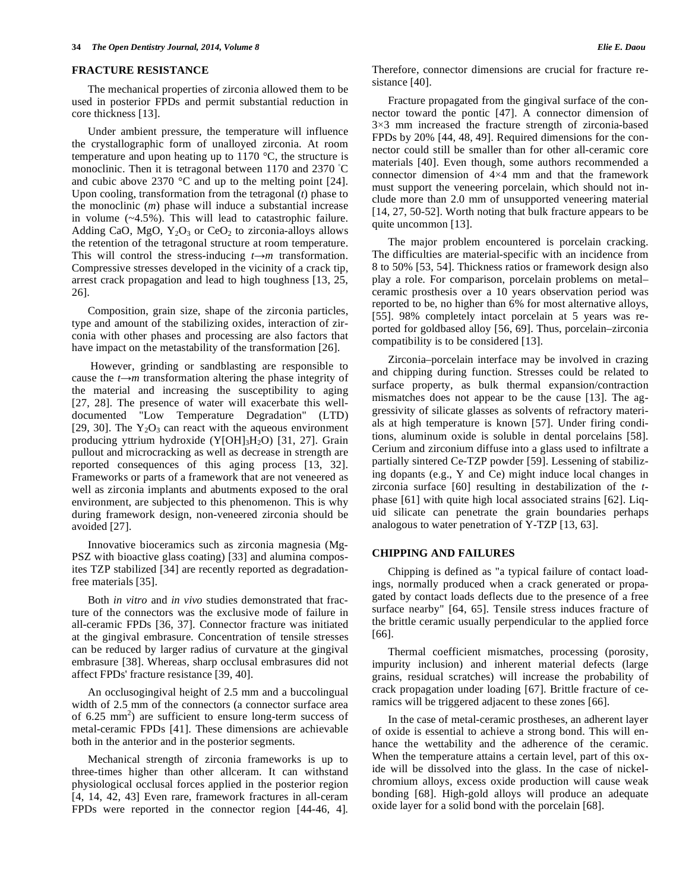## FRACTURE RESISTANCE

The mechanical properties of zirconia allowed them to be used in posterior FPDs and permit substantial reduction in core thickness [13].

Under ambient pressure, the temperature will influence the crystallographic form of unalloyed zirconia. At room temperature and upon heating up to 1170 °C, the structure is monoclinic. Then it is tetragonal between 1170 and 2370 °C and cubic above 2370 °C and up to the melting point [24]. Upon cooling, transformation from the tetragonal (*t*) phase to the monoclinic (*m*) phase will induce a substantial increase in volume (~4.5%). This will lead to catastrophic failure. Adding CaO, MgO, $Y_2O_3$ or $CeO_2$ to zirconia-alloys allows the retention of the tetragonal structure at room temperature. This will control the stress-inducing $t \rightarrow m$ transformation. Compressive stresses developed in the vicinity of a crack tip, arrest crack propagation and lead to high toughness [13, 25, 26].

Composition, grain size, shape of the zirconia particles, type and amount of the stabilizing oxides, interaction of zirconia with other phases and processing are also factors that have impact on the metastability of the transformation [26].

However, grinding or sandblasting are responsible to cause the $t \rightarrow m$ transformation altering the phase integrity of the material and increasing the susceptibility to aging [27, 28]. The presence of water will exacerbate this well-documented "Low Temperature Degradation" (LTD) [29, 30]. The $Y_2O_3$ can react with the aqueous environment producing yttrium hydroxide ($Y[OH]_3H_2O$) [31, 27]. Grain pullout and microcracking as well as decrease in strength are reported consequences of this aging process [13, 32]. Frameworks or parts of a framework that are not veneered as well as zirconia implants and abutments exposed to the oral environment, are subjected to this phenomenon. This is why during framework design, non-veneered zirconia should be avoided [27].

Innovative bioceramics such as zirconia magnesia (Mg-PSZ with bioactive glass coating) [33] and alumina composites TZP stabilized [34] are recently reported as degradation-free materials [35].

Both *in vitro* and *in vivo* studies demonstrated that fracture of the connectors was the exclusive mode of failure in all-ceramic FPDs [36, 37]. Connector fracture was initiated at the gingival embrasure. Concentration of tensile stresses can be reduced by larger radius of curvature at the gingival embrasure [38]. Whereas, sharp occlusal embrasures did not affect FPDs' fracture resistance [39, 40].

An occlusogingival height of 2.5 mm and a buccolingual width of 2.5 mm of the connectors (a connector surface area of 6.25 $mm^2$) are sufficient to ensure long-term success of metal-ceramic FPDs [41]. These dimensions are achievable both in the anterior and in the posterior segments.

Mechanical strength of zirconia frameworks is up to three-times higher than other allceram. It can withstand physiological occlusal forces applied in the posterior region [4, 14, 42, 43] Even rare, framework fractures in all-ceram FPDs were reported in the connector region [44-46, 4]. Therefore, connector dimensions are crucial for fracture resistance [40].

Fracture propagated from the gingival surface of the connector toward the pontic [47]. A connector dimension of 3×3 mm increased the fracture strength of zirconia-based FPDs by 20% [44, 48, 49]. Required dimensions for the connector could still be smaller than for other all-ceramic core materials [40]. Even though, some authors recommended a connector dimension of 4×4 mm and that the framework must support the veneering porcelain, which should not include more than 2.0 mm of unsupported veneering material [14, 27, 50-52]. Worth noting that bulk fracture appears to be quite uncommon [13].

The major problem encountered is porcelain cracking. The difficulties are material-specific with an incidence from 8 to 50% [53, 54]. Thickness ratios or framework design also play a role. For comparison, porcelain problems on metal–ceramic prosthesis over a 10 years observation period was reported to be, no higher than 6% for most alternative alloys, [55]. 98% completely intact porcelain at 5 years was reported for goldbased alloy [56, 69]. Thus, porcelain–zirconia compatibility is to be considered [13].

Zirconia–porcelain interface may be involved in crazing and chipping during function. Stresses could be related to surface property, as bulk thermal expansion/contraction mismatches does not appear to be the cause [13]. The aggressivity of silicate glasses as solvents of refractory materials at high temperature is known [57]. Under firing conditions, aluminum oxide is soluble in dental porcelains [58]. Cerium and zirconium diffuse into a glass used to infiltrate a partially sintered Ce-TZP powder [59]. Lessening of stabilizing dopants (e.g., Y and Ce) might induce local changes in zirconia surface [60] resulting in destabilization of the *t*-phase [61] with quite high local associated strains [62]. Liquid silicate can penetrate the grain boundaries perhaps analogous to water penetration of Y-TZP [13, 63].

## CHIPPING AND FAILURES

Chipping is defined as "a typical failure of contact loadings, normally produced when a crack generated or propagated by contact loads deflects due to the presence of a free surface nearby" [64, 65]. Tensile stress induces fracture of the brittle ceramic usually perpendicular to the applied force [66].

Thermal coefficient mismatches, processing (porosity, impurity inclusion) and inherent material defects (large grains, residual scratches) will increase the probability of crack propagation under loading [67]. Brittle fracture of ceramics will be triggered adjacent to these zones [66].

In the case of metal-ceramic prostheses, an adherent layer of oxide is essential to achieve a strong bond. This will enhance the wettability and the adherence of the ceramic. When the temperature attains a certain level, part of this oxide will be dissolved into the glass. In the case of nickel-chromium alloys, excess oxide production will cause weak bonding [68]. High-gold alloys will produce an adequate oxide layer for a solid bond with the porcelain [68].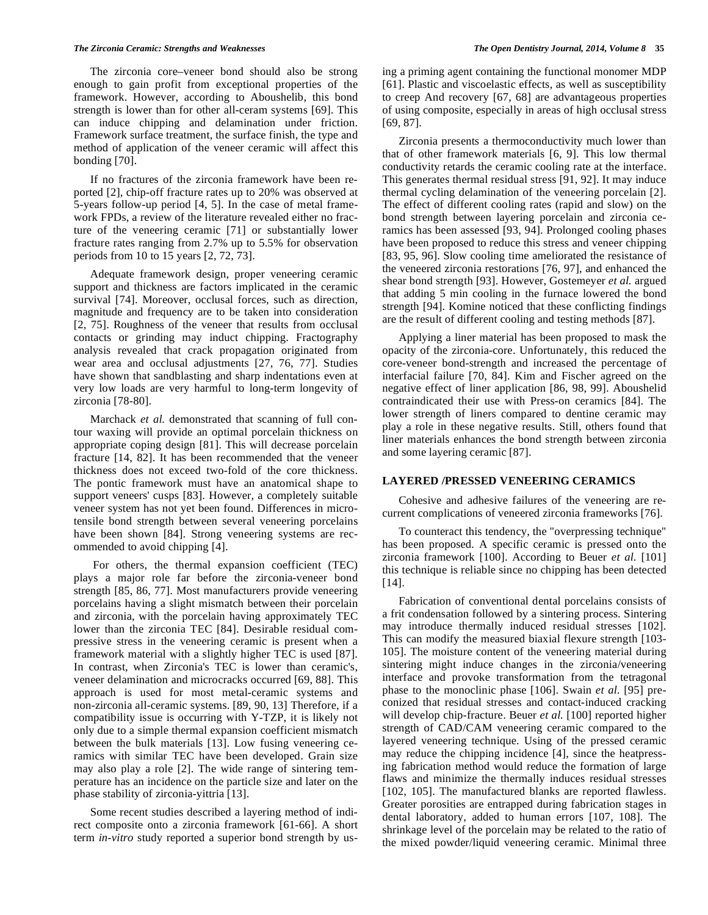The zirconia core–veneer bond should also be strong enough to gain profit from exceptional properties of the framework. However, according to Aboushelib, this bond strength is lower than for other all-ceram systems [69]. This can induce chipping and delamination under friction. Framework surface treatment, the surface finish, the type and method of application of the veneer ceramic will affect this bonding [70].

If no fractures of the zirconia framework have been reported [2], chip-off fracture rates up to 20% was observed at 5-years follow-up period [4, 5]. In the case of metal framework FPDs, a review of the literature revealed either no fracture of the veneering ceramic [71] or substantially lower fracture rates ranging from 2.7% up to 5.5% for observation periods from 10 to 15 years [2, 72, 73].

Adequate framework design, proper veneering ceramic support and thickness are factors implicated in the ceramic survival [74]. Moreover, occlusal forces, such as direction, magnitude and frequency are to be taken into consideration [2, 75]. Roughness of the veneer that results from occlusal contacts or grinding may induct chipping. Fractography analysis revealed that crack propagation originated from wear area and occlusal adjustments [27, 76, 77]. Studies have shown that sandblasting and sharp indentations even at very low loads are very harmful to long-term longevity of zirconia [78-80].

Marchack *et al.* demonstrated that scanning of full contour waxing will provide an optimal porcelain thickness on appropriate coping design [81]. This will decrease porcelain fracture [14, 82]. It has been recommended that the veneer thickness does not exceed two-fold of the core thickness. The pontic framework must have an anatomical shape to support veneers' cusps [83]. However, a completely suitable veneer system has not yet been found. Differences in microtensile bond strength between several veneering porcelains have been shown [84]. Strong veneering systems are recommended to avoid chipping [4].

For others, the thermal expansion coefficient (TEC) plays a major role far before the zirconia-veneer bond strength [85, 86, 77]. Most manufacturers provide veneering porcelains having a slight mismatch between their porcelain and zirconia, with the porcelain having approximately TEC lower than the zirconia TEC [84]. Desirable residual compressive stress in the veneering ceramic is present when a framework material with a slightly higher TEC is used [87]. In contrast, when Zirconia's TEC is lower than ceramic's, veneer delamination and microcracks occurred [69, 88]. This approach is used for most metal-ceramic systems and non-zirconia all-ceramic systems. [89, 90, 13] Therefore, if a compatibility issue is occurring with Y-TZP, it is likely not only due to a simple thermal expansion coefficient mismatch between the bulk materials [13]. Low fusing veneering ceramics with similar TEC have been developed. Grain size may also play a role [2]. The wide range of sintering temperature has an incidence on the particle size and later on the phase stability of zirconia-yittria [13].

Some recent studies described a layering method of indirect composite onto a zirconia framework [61-66]. A short term *in-vitro* study reported a superior bond strength by using a priming agent containing the functional monomer MDP [61]. Plastic and viscoelastic effects, as well as susceptibility to creep And recovery [67, 68] are advantageous properties of using composite, especially in areas of high occlusal stress [69, 87].

Zirconia presents a thermoconductivity much lower than that of other framework materials [6, 9]. This low thermal conductivity retards the ceramic cooling rate at the interface. This generates thermal residual stress [91, 92]. It may induce thermal cycling delamination of the veneering porcelain [2]. The effect of different cooling rates (rapid and slow) on the bond strength between layering porcelain and zirconia ceramics has been assessed [93, 94]. Prolonged cooling phases have been proposed to reduce this stress and veneer chipping [83, 95, 96]. Slow cooling time ameliorated the resistance of the veneered zirconia restorations [76, 97], and enhanced the shear bond strength [93]. However, Gostemeyer *et al.* argued that adding 5 min cooling in the furnace lowered the bond strength [94]. Komine noticed that these conflicting findings are the result of different cooling and testing methods [87].

Applying a liner material has been proposed to mask the opacity of the zirconia-core. Unfortunately, this reduced the core-veneer bond-strength and increased the percentage of interfacial failure [70, 84]. Kim and Fischer agreed on the negative effect of liner application [86, 98, 99]. Aboushelid contraindicated their use with Press-on ceramics [84]. The lower strength of liners compared to dentine ceramic may play a role in these negative results. Still, others found that liner materials enhances the bond strength between zirconia and some layering ceramic [87].

## LAYERED /PRESSED VENEERING CERAMICS

Cohesive and adhesive failures of the veneering are recurrent complications of veneered zirconia frameworks [76].

To counteract this tendency, the "overpressing technique" has been proposed. A specific ceramic is pressed onto the zirconia framework [100]. According to Beuer *et al.* [101] this technique is reliable since no chipping has been detected [14].

Fabrication of conventional dental porcelains consists of a frit condensation followed by a sintering process. Sintering may introduce thermally induced residual stresses [102]. This can modify the measured biaxial flexure strength [103-105]. The moisture content of the veneering material during sintering might induce changes in the zirconia/veneering interface and provoke transformation from the tetragonal phase to the monoclinic phase [106]. Swain *et al.* [95] preconized that residual stresses and contact-induced cracking will develop chip-fracture. Beuer *et al.* [100] reported higher strength of CAD/CAM veneering ceramic compared to the layered veneering technique. Using of the pressed ceramic may reduce the chipping incidence [4], since the heatpressing fabrication method would reduce the formation of large flaws and minimize the thermally induces residual stresses [102, 105]. The manufactured blanks are reported flawless. Greater porosities are entrapped during fabrication stages in dental laboratory, added to human errors [107, 108]. The shrinkage level of the porcelain may be related to the ratio of the mixed powder/liquid veneering ceramic. Minimal three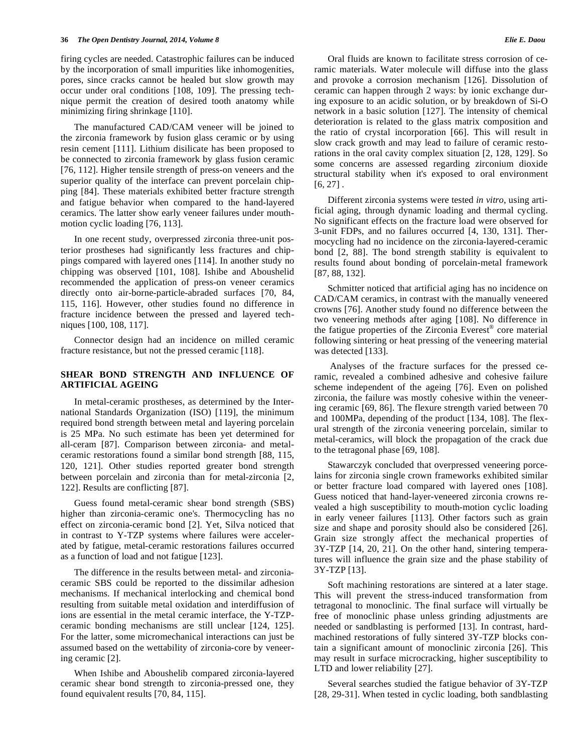firing cycles are needed. Catastrophic failures can be induced by the incorporation of small impurities like inhomogenities, pores, since cracks cannot be healed but slow growth may occur under oral conditions [108, 109]. The pressing technique permit the creation of desired tooth anatomy while minimizing firing shrinkage [110].

The manufactured CAD/CAM veneer will be joined to the zirconia framework by fusion glass ceramic or by using resin cement [111]. Lithium disilicate has been proposed to be connected to zirconia framework by glass fusion ceramic [76, 112]. Higher tensile strength of press-on veneers and the superior quality of the interface can prevent porcelain chipping [84]. These materials exhibited better fracture strength and fatigue behavior when compared to the hand-layered ceramics. The latter show early veneer failures under mouth-motion cyclic loading [76, 113].

In one recent study, overpressed zirconia three-unit posterior prostheses had significantly less fractures and chippings compared with layered ones [114]. In another study no chipping was observed [101, 108]. Ishibe and Aboushelid recommended the application of press-on veneer ceramics directly onto air-borne-particle-abraded surfaces [70, 84, 115, 116]. However, other studies found no difference in fracture incidence between the pressed and layered techniques [100, 108, 117].

Connector design had an incidence on milled ceramic fracture resistance, but not the pressed ceramic [118].

## SHEAR BOND STRENGTH AND INFLUENCE OF ARTIFICIAL AGEING

In metal-ceramic prostheses, as determined by the International Standards Organization (ISO) [119], the minimum required bond strength between metal and layering porcelain is 25 MPa. No such estimate has been yet determined for all-ceram [87]. Comparison between zirconia- and metal-ceramic restorations found a similar bond strength [88, 115, 120, 121]. Other studies reported greater bond strength between porcelain and zirconia than for metal-zirconia [2, 122]. Results are conflicting [87].

Guess found metal-ceramic shear bond strength (SBS) higher than zirconia-ceramic one's. Thermocycling has no effect on zirconia-ceramic bond [2]. Yet, Silva noticed that in contrast to Y-TZP systems where failures were accelerated by fatigue, metal-ceramic restorations failures occurred as a function of load and not fatigue [123].

The difference in the results between metal- and zirconia-ceramic SBS could be reported to the dissimilar adhesion mechanisms. If mechanical interlocking and chemical bond resulting from suitable metal oxidation and interdiffusion of ions are essential in the metal ceramic interface, the Y-TZP-ceramic bonding mechanisms are still unclear [124, 125]. For the latter, some micromechanical interactions can just be assumed based on the wettability of zirconia-core by veneering ceramic [2].

When Ishibe and Aboushelib compared zirconia-layered ceramic shear bond strength to zirconia-pressed one, they found equivalent results [70, 84, 115].

Oral fluids are known to facilitate stress corrosion of ceramic materials. Water molecule will diffuse into the glass and provoke a corrosion mechanism [126]. Dissolution of ceramic can happen through 2 ways: by ionic exchange during exposure to an acidic solution, or by breakdown of Si-O network in a basic solution [127]. The intensity of chemical deterioration is related to the glass matrix composition and the ratio of crystal incorporation [66]. This will result in slow crack growth and may lead to failure of ceramic restorations in the oral cavity complex situation [2, 128, 129]. So some concerns are assessed regarding zirconium dioxide structural stability when it's exposed to oral environment [6, 27] .

Different zirconia systems were tested *in vitro*, using artificial aging, through dynamic loading and thermal cycling. No significant effects on the fracture load were observed for 3-unit FDPs, and no failures occurred [4, 130, 131]. Thermocycling had no incidence on the zirconia-layered-ceramic bond [2, 88]. The bond strength stability is equivalent to results found about bonding of porcelain-metal framework [87, 88, 132].

Schmitter noticed that artificial aging has no incidence on CAD/CAM ceramics, in contrast with the manually veneered crowns [76]. Another study found no difference between the two veneering methods after aging [108]. No difference in the fatigue properties of the Zirconia Everest® core material following sintering or heat pressing of the veneering material was detected [133].

Analyses of the fracture surfaces for the pressed ceramic, revealed a combined adhesive and cohesive failure scheme independent of the ageing [76]. Even on polished zirconia, the failure was mostly cohesive within the veneering ceramic [69, 86]. The flexure strength varied between 70 and 100MPa, depending of the product [134, 108]. The flexural strength of the zirconia veneering porcelain, similar to metal-ceramics, will block the propagation of the crack due to the tetragonal phase [69, 108].

Stawarczyk concluded that overpressed veneering porcelains for zirconia single crown frameworks exhibited similar or better fracture load compared with layered ones [108]. Guess noticed that hand-layer-veneered zirconia crowns revealed a high susceptibility to mouth-motion cyclic loading in early veneer failures [113]. Other factors such as grain size and shape and porosity should also be considered [26]. Grain size strongly affect the mechanical properties of 3Y-TZP [14, 20, 21]. On the other hand, sintering temperatures will influence the grain size and the phase stability of 3Y-TZP [13].

Soft machining restorations are sintered at a later stage. This will prevent the stress-induced transformation from tetragonal to monoclinic. The final surface will virtually be free of monoclinic phase unless grinding adjustments are needed or sandblasting is performed [13]. In contrast, hard-machined restorations of fully sintered 3Y-TZP blocks contain a significant amount of monoclinic zirconia [26]. This may result in surface microcracking, higher susceptibility to LTD and lower reliability [27].

Several searches studied the fatigue behavior of 3Y-TZP [28, 29-31]. When tested in cyclic loading, both sandblasting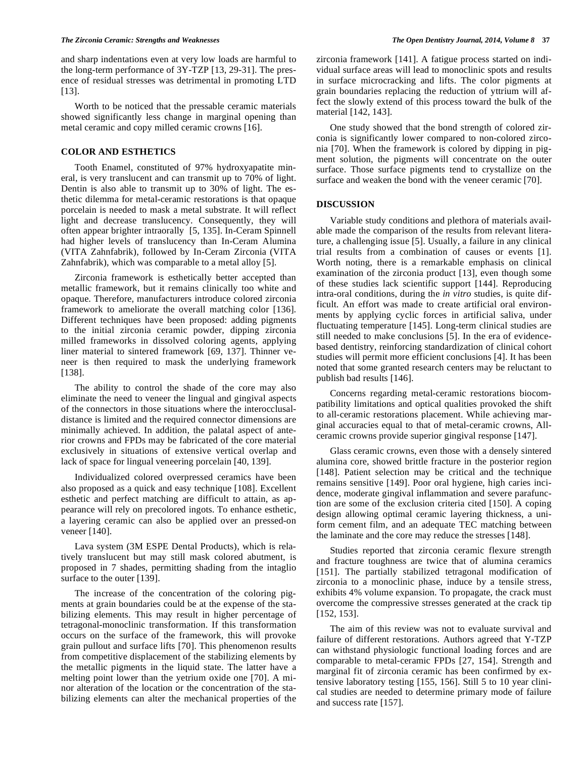and sharp indentations even at very low loads are harmful to the long-term performance of 3Y-TZP [13, 29-31]. The presence of residual stresses was detrimental in promoting LTD [13].

Worth to be noticed that the pressable ceramic materials showed significantly less change in marginal opening than metal ceramic and copy milled ceramic crowns [16].

## COLOR AND ESTHETICS

Tooth Enamel, constituted of 97% hydroxyapatite mineral, is very translucent and can transmit up to 70% of light. Dentin is also able to transmit up to 30% of light. The esthetic dilemma for metal-ceramic restorations is that opaque porcelain is needed to mask a metal substrate. It will reflect light and decrease translucency. Consequently, they will often appear brighter intraorally [5, 135]. In-Ceram Spinnell had higher levels of translucency than In-Ceram Alumina (VITA Zahnfabrik), followed by In-Ceram Zirconia (VITA Zahnfabrik), which was comparable to a metal alloy [5].

Zirconia framework is esthetically better accepted than metallic framework, but it remains clinically too white and opaque. Therefore, manufacturers introduce colored zirconia framework to ameliorate the overall matching color [136]. Different techniques have been proposed: adding pigments to the initial zirconia ceramic powder, dipping zirconia milled frameworks in dissolved coloring agents, applying liner material to sintered framework [69, 137]. Thinner veneer is then required to mask the underlying framework [138].

The ability to control the shade of the core may also eliminate the need to veneer the lingual and gingival aspects of the connectors in those situations where the interocclusal-distance is limited and the required connector dimensions are minimally achieved. In addition, the palatal aspect of anterior crowns and FPDs may be fabricated of the core material exclusively in situations of extensive vertical overlap and lack of space for lingual veneering porcelain [40, 139].

Individualized colored overpressed ceramics have been also proposed as a quick and easy technique [108]. Excellent esthetic and perfect matching are difficult to attain, as appearance will rely on precolored ingots. To enhance esthetic, a layering ceramic can also be applied over an pressed-on veneer [140].

Lava system (3M ESPE Dental Products), which is relatively translucent but may still mask colored abutment, is proposed in 7 shades, permitting shading from the intaglio surface to the outer [139].

The increase of the concentration of the coloring pigments at grain boundaries could be at the expense of the stabilizing elements. This may result in higher percentage of tetragonal-monoclinic transformation. If this transformation occurs on the surface of the framework, this will provoke grain pullout and surface lifts [70]. This phenomenon results from competitive displacement of the stabilizing elements by the metallic pigments in the liquid state. The latter have a melting point lower than the yetrium oxide one [70]. A minor alteration of the location or the concentration of the stabilizing elements can alter the mechanical properties of the zirconia framework [141]. A fatigue process started on individual surface areas will lead to monoclinic spots and results in surface microcracking and lifts. The color pigments at grain boundaries replacing the reduction of yttrium will affect the slowly extend of this process toward the bulk of the material [142, 143].

One study showed that the bond strength of colored zirconia is significantly lower compared to non-colored zirconia [70]. When the framework is colored by dipping in pigment solution, the pigments will concentrate on the outer surface. Those surface pigments tend to crystallize on the surface and weaken the bond with the veneer ceramic [70].

## DISCUSSION

Variable study conditions and plethora of materials available made the comparison of the results from relevant literature, a challenging issue [5]. Usually, a failure in any clinical trial results from a combination of causes or events [1]. Worth noting, there is a remarkable emphasis on clinical examination of the zirconia product [13], even though some of these studies lack scientific support [144]. Reproducing intra-oral conditions, during the *in vitro* studies, is quite difficult. An effort was made to create artificial oral environments by applying cyclic forces in artificial saliva, under fluctuating temperature [145]. Long-term clinical studies are still needed to make conclusions [5]. In the era of evidence-based dentistry, reinforcing standardization of clinical cohort studies will permit more efficient conclusions [4]. It has been noted that some granted research centers may be reluctant to publish bad results [146].

Concerns regarding metal-ceramic restorations biocompatibility limitations and optical qualities provoked the shift to all-ceramic restorations placement. While achieving marginal accuracies equal to that of metal-ceramic crowns, All-ceramic crowns provide superior gingival response [147].

Glass ceramic crowns, even those with a densely sintered alumina core, showed brittle fracture in the posterior region [148]. Patient selection may be critical and the technique remains sensitive [149]. Poor oral hygiene, high caries incidence, moderate gingival inflammation and severe parafunction are some of the exclusion criteria cited [150]. A coping design allowing optimal ceramic layering thickness, a uniform cement film, and an adequate TEC matching between the laminate and the core may reduce the stresses [148].

Studies reported that zirconia ceramic flexure strength and fracture toughness are twice that of alumina ceramics [151]. The partially stabilized tetragonal modification of zirconia to a monoclinic phase, induce by a tensile stress, exhibits 4% volume expansion. To propagate, the crack must overcome the compressive stresses generated at the crack tip [152, 153].

The aim of this review was not to evaluate survival and failure of different restorations. Authors agreed that Y-TZP can withstand physiologic functional loading forces and are comparable to metal-ceramic FPDs [27, 154]. Strength and marginal fit of zirconia ceramic has been confirmed by extensive laboratory testing [155, 156]. Still 5 to 10 year clinical studies are needed to determine primary mode of failure and success rate [157].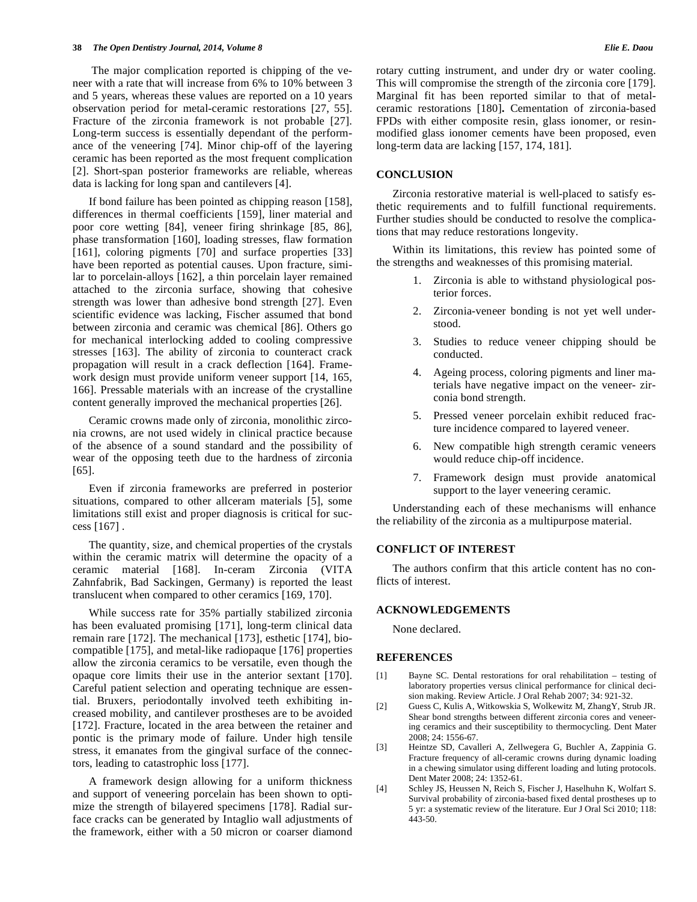The major complication reported is chipping of the veneer with a rate that will increase from 6% to 10% between 3 and 5 years, whereas these values are reported on a 10 years observation period for metal-ceramic restorations [27, 55]. Fracture of the zirconia framework is not probable [27]. Long-term success is essentially dependant of the performance of the veneering [74]. Minor chip-off of the layering ceramic has been reported as the most frequent complication [2]. Short-span posterior frameworks are reliable, whereas data is lacking for long span and cantilevers [4].

If bond failure has been pointed as chipping reason [158], differences in thermal coefficients [159], liner material and poor core wetting [84], veneer firing shrinkage [85, 86], phase transformation [160], loading stresses, flaw formation [161], coloring pigments [70] and surface properties [33] have been reported as potential causes. Upon fracture, similar to porcelain-alloys [162], a thin porcelain layer remained attached to the zirconia surface, showing that cohesive strength was lower than adhesive bond strength [27]. Even scientific evidence was lacking, Fischer assumed that bond between zirconia and ceramic was chemical [86]. Others go for mechanical interlocking added to cooling compressive stresses [163]. The ability of zirconia to counteract crack propagation will result in a crack deflection [164]. Framework design must provide uniform veneer support [14, 165, 166]. Pressable materials with an increase of the crystalline content generally improved the mechanical properties [26].

Ceramic crowns made only of zirconia, monolithic zirconia crowns, are not used widely in clinical practice because of the absence of a sound standard and the possibility of wear of the opposing teeth due to the hardness of zirconia [65].

Even if zirconia frameworks are preferred in posterior situations, compared to other allceram materials [5], some limitations still exist and proper diagnosis is critical for success [167] .

The quantity, size, and chemical properties of the crystals within the ceramic matrix will determine the opacity of a ceramic material [168]. In-ceram Zirconia (VITA Zahnfabrik, Bad Sackingen, Germany) is reported the least translucent when compared to other ceramics [169, 170].

While success rate for 35% partially stabilized zirconia has been evaluated promising [171], long-term clinical data remain rare [172]. The mechanical [173], esthetic [174], biocompatible [175], and metal-like radiopaque [176] properties allow the zirconia ceramics to be versatile, even though the opaque core limits their use in the anterior sextant [170]. Careful patient selection and operating technique are essential. Bruxers, periodontally involved teeth exhibiting increased mobility, and cantilever prostheses are to be avoided [172]. Fracture, located in the area between the retainer and pontic is the primary mode of failure. Under high tensile stress, it emanates from the gingival surface of the connectors, leading to catastrophic loss [177].

A framework design allowing for a uniform thickness and support of veneering porcelain has been shown to optimize the strength of bilayered specimens [178]. Radial surface cracks can be generated by Intaglio wall adjustments of the framework, either with a 50 micron or coarser diamond rotary cutting instrument, and under dry or water cooling. This will compromise the strength of the zirconia core [179]. Marginal fit has been reported similar to that of metal-ceramic restorations [180]**.** Cementation of zirconia-based FPDs with either composite resin, glass ionomer, or resin-modified glass ionomer cements have been proposed, even long-term data are lacking [157, 174, 181].

## CONCLUSION

Zirconia restorative material is well-placed to satisfy esthetic requirements and to fulfill functional requirements. Further studies should be conducted to resolve the complications that may reduce restorations longevity.

Within its limitations, this review has pointed some of the strengths and weaknesses of this promising material.

1. Zirconia is able to withstand physiological posterior forces.
2. Zirconia-veneer bonding is not yet well understood.
3. Studies to reduce veneer chipping should be conducted.
4. Ageing process, coloring pigments and liner materials have negative impact on the veneer- zirconia bond strength.
5. Pressed veneer porcelain exhibit reduced fracture incidence compared to layered veneer.
6. New compatible high strength ceramic veneers would reduce chip-off incidence.
7. Framework design must provide anatomical support to the layer veneering ceramic.

Understanding each of these mechanisms will enhance the reliability of the zirconia as a multipurpose material.

## CONFLICT OF INTEREST

The authors confirm that this article content has no conflicts of interest.

## ACKNOWLEDGEMENTS

None declared.

## REFERENCES

[1] Bayne SC. Dental restorations for oral rehabilitation – testing of laboratory properties versus clinical performance for clinical decision making. Review Article. J Oral Rehab 2007; 34: 921-32.

[2] Guess C, Kulis A, Witkowskia S, Wolkewitz M, ZhangY, Strub JR. Shear bond strengths between different zirconia cores and veneering ceramics and their susceptibility to thermocycling. Dent Mater 2008; 24: 1556-67.

[3] Heintze SD, Cavalleri A, Zellwegera G, Buchler A, Zappinia G. Fracture frequency of all-ceramic crowns during dynamic loading in a chewing simulator using different loading and luting protocols. Dent Mater 2008; 24: 1352-61.

[4] Schley JS, Heussen N, Reich S, Fischer J, Haselhuhn K, Wolfart S. Survival probability of zirconia-based fixed dental prostheses up to 5 yr: a systematic review of the literature. Eur J Oral Sci 2010; 118: 443-50.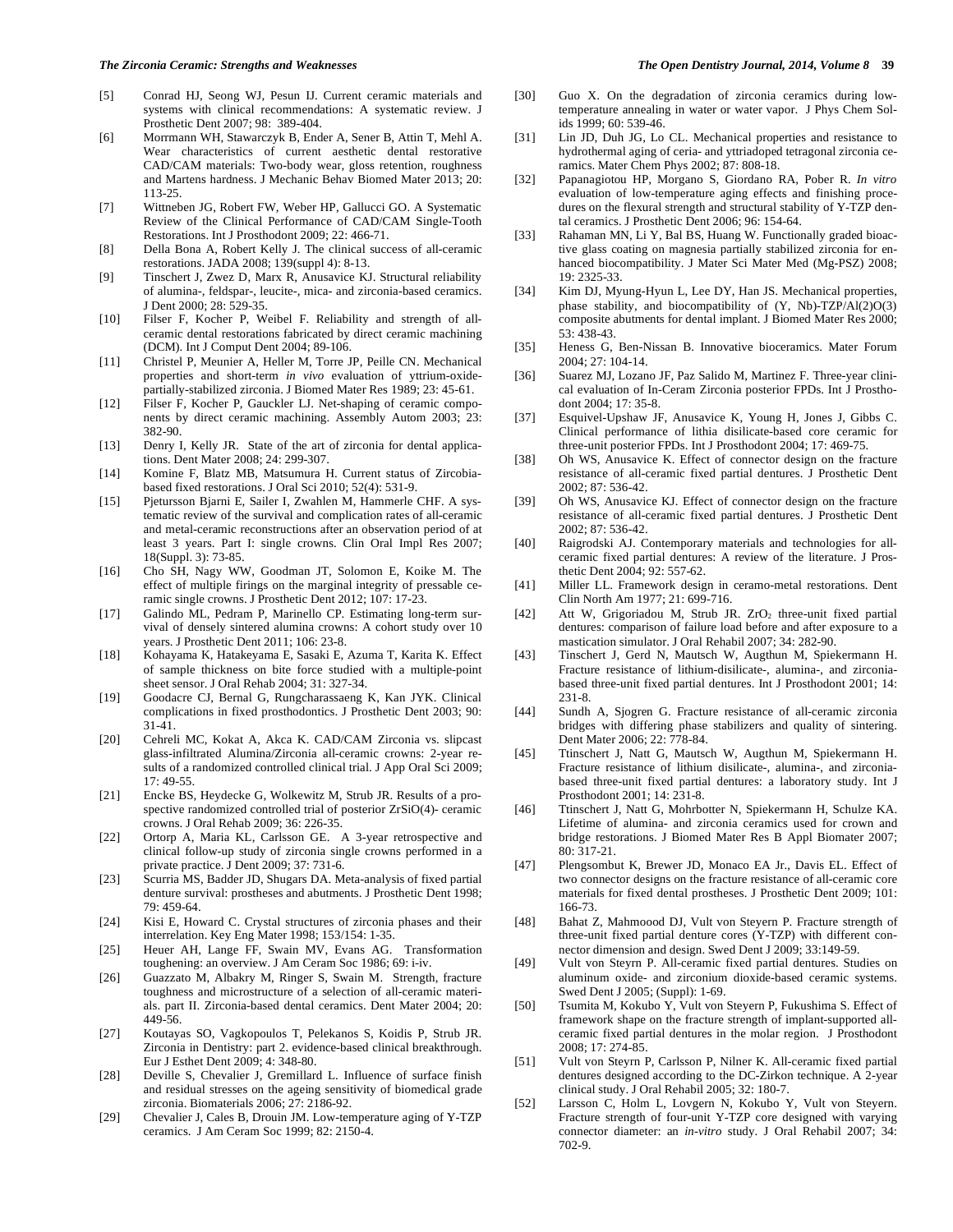[5] Conrad HJ, Seong WJ, Pesun IJ. Current ceramic materials and systems with clinical recommendations: A systematic review. J Prosthetic Dent 2007; 98: 389-404.

[6] Morrmann WH, Stawarczyk B, Ender A, Sener B, Attin T, Mehl A. Wear characteristics of current aesthetic dental restorative CAD/CAM materials: Two-body wear, gloss retention, roughness and Martens hardness. J Mechanic Behav Biomed Mater 2013; 20: 113-25.

[7] Wittneben JG, Robert FW, Weber HP, Gallucci GO. A Systematic Review of the Clinical Performance of CAD/CAM Single-Tooth Restorations. Int J Prosthodont 2009; 22: 466-71.

[8] Della Bona A, Robert Kelly J. The clinical success of all-ceramic restorations. JADA 2008; 139(suppl 4): 8-13.

[9] Tinschert J, Zwez D, Marx R, Anusavice KJ. Structural reliability of alumina-, feldspar-, leucite-, mica- and zirconia-based ceramics. J Dent 2000; 28: 529-35.

[10] Filser F, Kocher P, Weibel F. Reliability and strength of all-ceramic dental restorations fabricated by direct ceramic machining (DCM). Int J Comput Dent 2004; 89-106.

[11] Christel P, Meunier A, Heller M, Torre JP, Peille CN. Mechanical properties and short-term *in vivo* evaluation of yttrium-oxide-partially-stabilized zirconia. J Biomed Mater Res 1989; 23: 45-61.

[12] Filser F, Kocher P, Gauckler LJ. Net-shaping of ceramic components by direct ceramic machining. Assembly Autom 2003; 23: 382-90.

[13] Denry I, Kelly JR. State of the art of zirconia for dental applications. Dent Mater 2008; 24: 299-307.

[14] Komine F, Blatz MB, Matsumura H. Current status of Zircobia-based fixed restorations. J Oral Sci 2010; 52(4): 531-9.

[15] Pjetursson Bjarni E, Sailer I, Zwahlen M, Hammerle CHF. A systematic review of the survival and complication rates of all-ceramic and metal-ceramic reconstructions after an observation period of at least 3 years. Part I: single crowns. Clin Oral Impl Res 2007; 18(Suppl. 3): 73-85.

[16] Cho SH, Nagy WW, Goodman JT, Solomon E, Koike M. The effect of multiple firings on the marginal integrity of pressable ceramic single crowns. J Prosthetic Dent 2012; 107: 17-23.

[17] Galindo ML, Pedram P, Marinello CP. Estimating long-term survival of densely sintered alumina crowns: A cohort study over 10 years. J Prosthetic Dent 2011; 106: 23-8.

[18] Kohayama K, Hatakeyama E, Sasaki E, Azuma T, Karita K. Effect of sample thickness on bite force studied with a multiple-point sheet sensor. J Oral Rehab 2004; 31: 327-34.

[19] Goodacre CJ, Bernal G, Rungcharassaeng K, Kan JYK. Clinical complications in fixed prosthodontics. J Prosthetic Dent 2003; 90: 31-41.

[20] Cehreli MC, Kokat A, Akca K. CAD/CAM Zirconia vs. slipcast glass-infiltrated Alumina/Zirconia all-ceramic crowns: 2-year results of a randomized controlled clinical trial. J App Oral Sci 2009; 17: 49-55.

[21] Encke BS, Heydecke G, Wolkewitz M, Strub JR. Results of a prospective randomized controlled trial of posterior ZrSiO(4)- ceramic crowns. J Oral Rehab 2009; 36: 226-35.

[22] Ortorp A, Maria KL, Carlsson GE. A 3-year retrospective and clinical follow-up study of zirconia single crowns performed in a private practice. J Dent 2009; 37: 731-6.

[23] Scurria MS, Badder JD, Shugars DA. Meta-analysis of fixed partial denture survival: prostheses and abutments. J Prosthetic Dent 1998; 79: 459-64.

[24] Kisi E, Howard C. Crystal structures of zirconia phases and their interrelation. Key Eng Mater 1998; 153/154: 1-35.

[25] Heuer AH, Lange FF, Swain MV, Evans AG. Transformation toughening: an overview. J Am Ceram Soc 1986; 69: i-iv.

[26] Guazzato M, Albakry M, Ringer S, Swain M. Strength, fracture toughness and microstructure of a selection of all-ceramic materials. part II. Zirconia-based dental ceramics. Dent Mater 2004; 20: 449-56.

[27] Koutayas SO, Vagkopoulos T, Pelekanos S, Koidis P, Strub JR. Zirconia in Dentistry: part 2. evidence-based clinical breakthrough. Eur J Esthet Dent 2009; 4: 348-80.

[28] Deville S, Chevalier J, Gremillard L. Influence of surface finish and residual stresses on the ageing sensitivity of biomedical grade zirconia. Biomaterials 2006; 27: 2186-92.

[29] Chevalier J, Cales B, Drouin JM. Low-temperature aging of Y-TZP ceramics. J Am Ceram Soc 1999; 82: 2150-4.

[30] Guo X. On the degradation of zirconia ceramics during low-temperature annealing in water or water vapor. J Phys Chem Solids 1999; 60: 539-46.

[31] Lin JD, Duh JG, Lo CL. Mechanical properties and resistance to hydrothermal aging of ceria- and yttriadoped tetragonal zirconia ceramics. Mater Chem Phys 2002; 87: 808-18.

[32] Papanagiotou HP, Morgano S, Giordano RA, Pober R. *In vitro* evaluation of low-temperature aging effects and finishing procedures on the flexural strength and structural stability of Y-TZP dental ceramics. J Prosthetic Dent 2006; 96: 154-64.

[33] Rahaman MN, Li Y, Bal BS, Huang W. Functionally graded bioactive glass coating on magnesia partially stabilized zirconia for enhanced biocompatibility. J Mater Sci Mater Med (Mg-PSZ) 2008; 19: 2325-33.

[34] Kim DJ, Myung-Hyun L, Lee DY, Han JS. Mechanical properties, phase stability, and biocompatibility of (Y, Nb)-TZP/Al(2)O(3) composite abutments for dental implant. J Biomed Mater Res 2000; 53: 438-43.

[35] Heness G, Ben-Nissan B. Innovative bioceramics. Mater Forum 2004; 27: 104-14.

[36] Suarez MJ, Lozano JF, Paz Salido M, Martinez F. Three-year clinical evaluation of In-Ceram Zirconia posterior FPDs. Int J Prosthodont 2004; 17: 35-8.

[37] Esquivel-Upshaw JF, Anusavice K, Young H, Jones J, Gibbs C. Clinical performance of lithia disilicate-based core ceramic for three-unit posterior FPDs. Int J Prosthodont 2004; 17: 469-75.

[38] Oh WS, Anusavice K. Effect of connector design on the fracture resistance of all-ceramic fixed partial dentures. J Prosthetic Dent 2002; 87: 536-42.

[39] Oh WS, Anusavice KJ. Effect of connector design on the fracture resistance of all-ceramic fixed partial dentures. J Prosthetic Dent 2002; 87: 536-42.

[40] Raigrodski AJ. Contemporary materials and technologies for all-ceramic fixed partial dentures: A review of the literature. J Prosthetic Dent 2004; 92: 557-62.

[41] Miller LL. Framework design in ceramo-metal restorations. Dent Clin North Am 1977; 21: 699-716.

[42] Att W, Grigoriadou M, Strub JR. $ZrO_2$ three-unit fixed partial dentures: comparison of failure load before and after exposure to a mastication simulator. J Oral Rehabil 2007; 34: 282-90.

[43] Tinschert J, Gerd N, Mautsch W, Augthun M, Spiekermann H. Fracture resistance of lithium-disilicate-, alumina-, and zirconia-based three-unit fixed partial dentures. Int J Prosthodont 2001; 14: 231-8.

[44] Sundh A, Sjogren G. Fracture resistance of all-ceramic zirconia bridges with differing phase stabilizers and quality of sintering. Dent Mater 2006; 22: 778-84.

[45] Ttinschert J, Natt G, Mautsch W, Augthun M, Spiekermann H. Fracture resistance of lithium disilicate-, alumina-, and zirconia-based three-unit fixed partial dentures: a laboratory study. Int J Prosthodont 2001; 14: 231-8.

[46] Ttinschert J, Natt G, Mohrbotter N, Spiekermann H, Schulze KA. Lifetime of alumina- and zirconia ceramics used for crown and bridge restorations. J Biomed Mater Res B Appl Biomater 2007; 80: 317-21.

[47] Plengsombut K, Brewer JD, Monaco EA Jr., Davis EL. Effect of two connector designs on the fracture resistance of all-ceramic core materials for fixed dental prostheses. J Prosthetic Dent 2009; 101: 166-73.

[48] Bahat Z, Mahmoood DJ, Vult von Steyern P. Fracture strength of three-unit fixed partial denture cores (Y-TZP) with different connector dimension and design. Swed Dent J 2009; 33:149-59.

[49] Vult von Steyrn P. All-ceramic fixed partial dentures. Studies on aluminum oxide- and zirconium dioxide-based ceramic systems. Swed Dent J 2005; (Suppl): 1-69.

[50] Tsumita M, Kokubo Y, Vult von Steyern P, Fukushima S. Effect of framework shape on the fracture strength of implant-supported all-ceramic fixed partial dentures in the molar region. J Prosthodont 2008; 17: 274-85.

[51] Vult von Steyrn P, Carlsson P, Nilner K. All-ceramic fixed partial dentures designed according to the DC-Zirkon technique. A 2-year clinical study. J Oral Rehabil 2005; 32: 180-7.

[52] Larsson C, Holm L, Lovgern N, Kokubo Y, Vult von Steyern. Fracture strength of four-unit Y-TZP core designed with varying connector diameter: an *in-vitro* study. J Oral Rehabil 2007; 34: 702-9.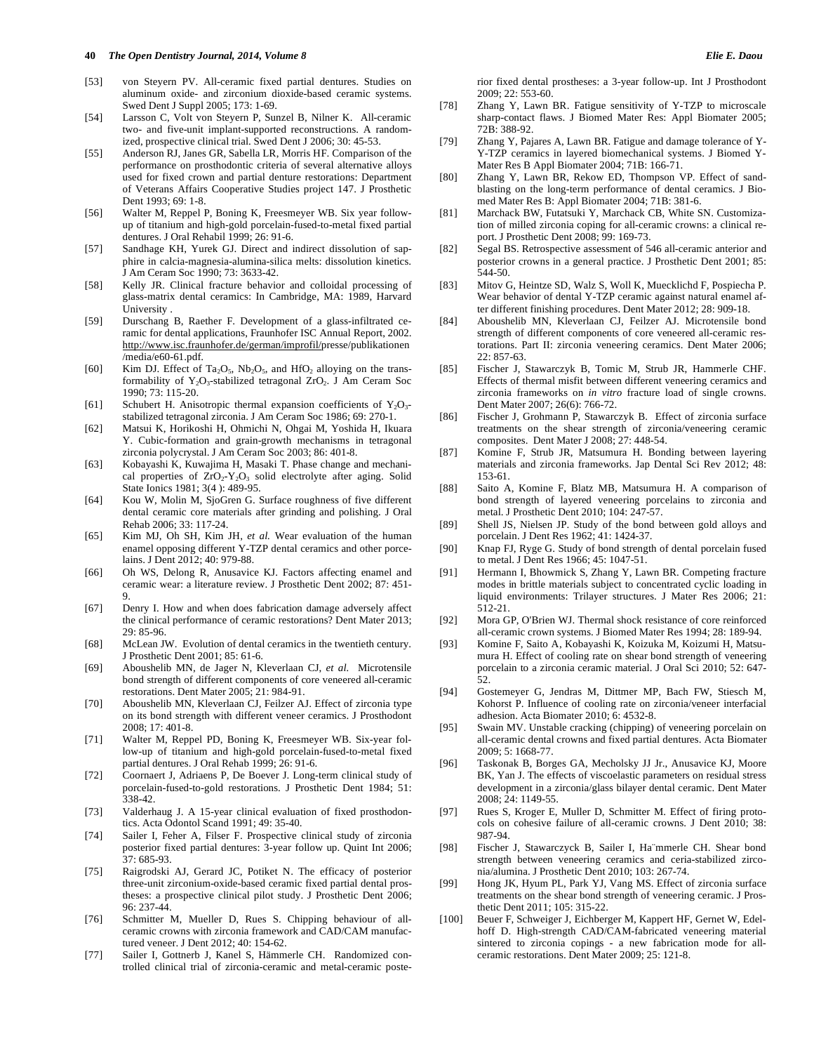[53] von Steyern PV. All-ceramic fixed partial dentures. Studies on aluminum oxide- and zirconium dioxide-based ceramic systems. Swed Dent J Suppl 2005; 173: 1-69.

[54] Larsson C, Volt von Steyern P, Sunzel B, Nilner K. All-ceramic two- and five-unit implant-supported reconstructions. A randomized, prospective clinical trial. Swed Dent J 2006; 30: 45-53.

[55] Anderson RJ, Janes GR, Sabella LR, Morris HF. Comparison of the performance on prosthodontic criteria of several alternative alloys used for fixed crown and partial denture restorations: Department of Veterans Affairs Cooperative Studies project 147. J Prosthetic Dent 1993; 69: 1-8.

[56] Walter M, Reppel P, Boning K, Freesmeyer WB. Six year follow-up of titanium and high-gold porcelain-fused-to-metal fixed partial dentures. J Oral Rehabil 1999; 26: 91-6.

[57] Sandhage KH, Yurek GJ. Direct and indirect dissolution of sapphire in calcia-magnesia-alumina-silica melts: dissolution kinetics. J Am Ceram Soc 1990; 73: 3633-42.

[58] Kelly JR. Clinical fracture behavior and colloidal processing of glass-matrix dental ceramics: In Cambridge, MA: 1989, Harvard University .

[59] Durschang B, Raether F. Development of a glass-infiltrated ceramic for dental applications, Fraunhofer ISC Annual Report, 2002. http://www.isc.fraunhofer.de/german/improfil/presse/publikationen/media/e60-61.pdf.

[60] Kim DJ. Effect of $Ta_2O_5$, $Nb_2O_5$, and $HfO_2$ alloying on the transformability of $Y_2O_3$-stabilized tetragonal $ZrO_2$. J Am Ceram Soc 1990; 73: 115-20.

[61] Schubert H. Anisotropic thermal expansion coefficients of $Y_2O_3$-stabilized tetragonal zirconia. J Am Ceram Soc 1986; 69: 270-1.

[62] Matsui K, Horikoshi H, Ohmichi N, Ohgai M, Yoshida H, Ikuara Y. Cubic-formation and grain-growth mechanisms in tetragonal zirconia polycrystal. J Am Ceram Soc 2003; 86: 401-8.

[63] Kobayashi K, Kuwajima H, Masaki T. Phase change and mechanical properties of $ZrO_2$-$Y_2O_3$ solid electrolyte after aging. Solid State Ionics 1981; 3(4 ): 489-95.

[64] Kou W, Molin M, SjoGren G. Surface roughness of five different dental ceramic core materials after grinding and polishing. J Oral Rehab 2006; 33: 117-24.

[65] Kim MJ, Oh SH, Kim JH, *et al.* Wear evaluation of the human enamel opposing different Y-TZP dental ceramics and other porcelains. J Dent 2012; 40: 979-88.

[66] Oh WS, Delong R, Anusavice KJ. Factors affecting enamel and ceramic wear: a literature review. J Prosthetic Dent 2002; 87: 451-9.

[67] Denry I. How and when does fabrication damage adversely affect the clinical performance of ceramic restorations? Dent Mater 2013; 29: 85-96.

[68] McLean JW. Evolution of dental ceramics in the twentieth century. J Prosthetic Dent 2001; 85: 61-6.

[69] Aboushelib MN, de Jager N, Kleverlaan CJ, *et al.* Microtensile bond strength of different components of core veneered all-ceramic restorations. Dent Mater 2005; 21: 984-91.

[70] Aboushelib MN, Kleverlaan CJ, Feilzer AJ. Effect of zirconia type on its bond strength with different veneer ceramics. J Prosthodont 2008; 17: 401-8.

[71] Walter M, Reppel PD, Boning K, Freesmeyer WB. Six-year follow-up of titanium and high-gold porcelain-fused-to-metal fixed partial dentures. J Oral Rehab 1999; 26: 91-6.

[72] Coornaert J, Adriaens P, De Boever J. Long-term clinical study of porcelain-fused-to-gold restorations. J Prosthetic Dent 1984; 51: 338-42.

[73] Valderhaug J. A 15-year clinical evaluation of fixed prosthodontics. Acta Odontol Scand 1991; 49: 35-40.

[74] Sailer I, Feher A, Filser F. Prospective clinical study of zirconia posterior fixed partial dentures: 3-year follow up. Quint Int 2006; 37: 685-93.

[75] Raigrodski AJ, Gerard JC, Potiket N. The efficacy of posterior three-unit zirconium-oxide-based ceramic fixed partial dental prostheses: a prospective clinical pilot study. J Prosthetic Dent 2006; 96: 237-44.

[76] Schmitter M, Mueller D, Rues S. Chipping behaviour of all-ceramic crowns with zirconia framework and CAD/CAM manufactured veneer. J Dent 2012; 40: 154-62.

[77] Sailer I, Gottnerb J, Kanel S, Hämmerle CH. Randomized controlled clinical trial of zirconia-ceramic and metal-ceramic posterior fixed dental prostheses: a 3-year follow-up. Int J Prosthodont 2009; 22: 553-60.

[78] Zhang Y, Lawn BR. Fatigue sensitivity of Y-TZP to microscale sharp-contact flaws. J Biomed Mater Res: Appl Biomater 2005; 72B: 388-92.

[79] Zhang Y, Pajares A, Lawn BR. Fatigue and damage tolerance of Y-Y-TZP ceramics in layered biomechanical systems. J Biomed Y-Mater Res B Appl Biomater 2004; 71B: 166-71.

[80] Zhang Y, Lawn BR, Rekow ED, Thompson VP. Effect of sandblasting on the long-term performance of dental ceramics. J Biomed Mater Res B: Appl Biomater 2004; 71B: 381-6.

[81] Marchack BW, Futatsuki Y, Marchack CB, White SN. Customization of milled zirconia coping for all-ceramic crowns: a clinical report. J Prosthetic Dent 2008; 99: 169-73.

[82] Segal BS. Retrospective assessment of 546 all-ceramic anterior and posterior crowns in a general practice. J Prosthetic Dent 2001; 85: 544-50.

[83] Mitov G, Heintze SD, Walz S, Woll K, Muecklichd F, Pospiecha P. Wear behavior of dental Y-TZP ceramic against natural enamel after different finishing procedures. Dent Mater 2012; 28: 909-18.

[84] Aboushelib MN, Kleverlaan CJ, Feilzer AJ. Microtensile bond strength of different components of core veneered all-ceramic restorations. Part II: zirconia veneering ceramics. Dent Mater 2006; 22: 857-63.

[85] Fischer J, Stawarczyk B, Tomic M, Strub JR, Hammerle CHF. Effects of thermal misfit between different veneering ceramics and zirconia frameworks on *in vitro* fracture load of single crowns. Dent Mater 2007; 26(6): 766-72.

[86] Fischer J, Grohmann P, Stawarczyk B. Effect of zirconia surface treatments on the shear strength of zirconia/veneering ceramic composites. Dent Mater J 2008; 27: 448-54.

[87] Komine F, Strub JR, Matsumura H. Bonding between layering materials and zirconia frameworks. Jap Dental Sci Rev 2012; 48: 153-61.

[88] Saito A, Komine F, Blatz MB, Matsumura H. A comparison of bond strength of layered veneering porcelains to zirconia and metal. J Prosthetic Dent 2010; 104: 247-57.

[89] Shell JS, Nielsen JP. Study of the bond between gold alloys and porcelain. J Dent Res 1962; 41: 1424-37.

[90] Knap FJ, Ryge G. Study of bond strength of dental porcelain fused to metal. J Dent Res 1966; 45: 1047-51.

[91] Hermann I, Bhowmick S, Zhang Y, Lawn BR. Competing fracture modes in brittle materials subject to concentrated cyclic loading in liquid environments: Trilayer structures. J Mater Res 2006; 21: 512-21.

[92] Mora GP, O'Brien WJ. Thermal shock resistance of core reinforced all-ceramic crown systems. J Biomed Mater Res 1994; 28: 189-94.

[93] Komine F, Saito A, Kobayashi K, Koizuka M, Koizumi H, Matsumura H. Effect of cooling rate on shear bond strength of veneering porcelain to a zirconia ceramic material. J Oral Sci 2010; 52: 647-52.

[94] Gostemeyer G, Jendras M, Dittmer MP, Bach FW, Stiesch M, Kohorst P. Influence of cooling rate on zirconia/veneer interfacial adhesion. Acta Biomater 2010; 6: 4532-8.

[95] Swain MV. Unstable cracking (chipping) of veneering porcelain on all-ceramic dental crowns and fixed partial dentures. Acta Biomater 2009; 5: 1668-77.

[96] Taskonak B, Borges GA, Mecholsky JJ Jr., Anusavice KJ, Moore BK, Yan J. The effects of viscoelastic parameters on residual stress development in a zirconia/glass bilayer dental ceramic. Dent Mater 2008; 24: 1149-55.

[97] Rues S, Kroger E, Muller D, Schmitter M. Effect of firing protocols on cohesive failure of all-ceramic crowns. J Dent 2010; 38: 987-94.

[98] Fischer J, Stawarczyck B, Sailer I, Ha¨mmerle CH. Shear bond strength between veneering ceramics and ceria-stabilized zirconia/alumina. J Prosthetic Dent 2010; 103: 267-74.

[99] Hong JK, Hyum PL, Park YJ, Vang MS. Effect of zirconia surface treatments on the shear bond strength of veneering ceramic. J Prosthetic Dent 2011; 105: 315-22.

[100] Beuer F, Schweiger J, Eichberger M, Kappert HF, Gernet W, Edelhoff D. High-strength CAD/CAM-fabricated veneering material sintered to zirconia copings - a new fabrication mode for all-ceramic restorations. Dent Mater 2009; 25: 121-8.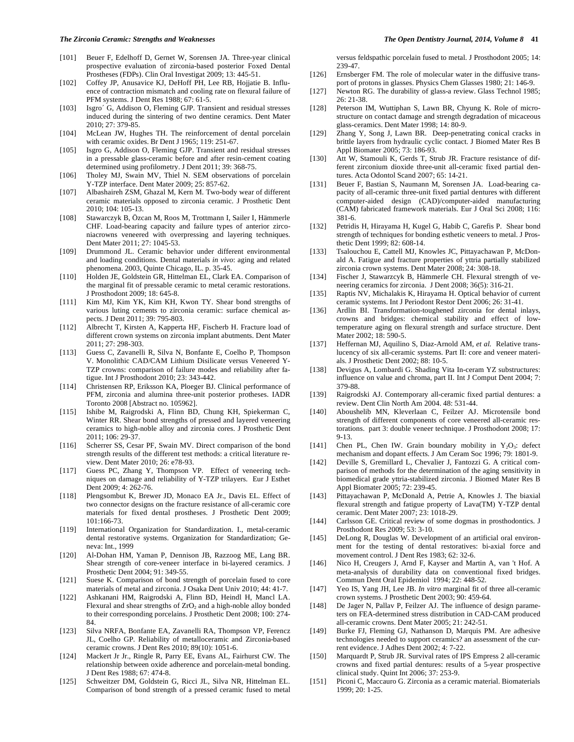[101] Beuer F, Edelhoff D, Gernet W, Sorensen JA. Three-year clinical prospective evaluation of zirconia-based posterior Foxed Dental Prostheses (FDPs). Clin Oral Investigat 2009; 13: 445-51.

[102] Coffey JP, Anusavice KJ, DeHoff PH, Lee RB, Hojjatie B. Influence of contraction mismatch and cooling rate on flexural failure of PFM systems. J Dent Res 1988; 67: 61-5.

[103] Isgro´ G, Addison O, Fleming GJP. Transient and residual stresses induced during the sintering of two dentine ceramics. Dent Mater 2010; 27: 379-85.

[104] McLean JW, Hughes TH. The reinforcement of dental porcelain with ceramic oxides. Br Dent J 1965; 119: 251-67.

[105] Isgro G, Addison O, Fleming GJP. Transient and residual stresses in a pressable glass-ceramic before and after resin-cement coating determined using profilometry. J Dent 2011; 39: 368-75.

[106] Tholey MJ, Swain MV, Thiel N. SEM observations of porcelain Y-TZP interface. Dent Mater 2009; 25: 857-62.

[107] Albashaireh ZSM, Ghazal M, Kern M. Two-body wear of different ceramic materials opposed to zirconia ceramic. J Prosthetic Dent 2010; 104: 105-13.

[108] Stawarczyk B, Özcan M, Roos M, Trottmann I, Sailer I, Hämmerle CHF. Load-bearing capacity and failure types of anterior zirconiacrowns veneered with overpressing and layering techniques. Dent Mater 2011; 27: 1045-53.

[109] Drummond JL. Ceramic behavior under different environmental and loading conditions. Dental materials *in vivo*: aging and related phenomena. 2003, Quinte Chicago, IL. p. 35-45.

[110] Holden JE, Goldstein GR, Hittelman EL, Clark EA. Comparison of the marginal fit of pressable ceramic to metal ceramic restorations. J Prosthodont 2009; 18: 645-8.

[111] Kim MJ, Kim YK, Kim KH, Kwon TY. Shear bond strengths of various luting cements to zirconia ceramic: surface chemical aspects. J Dent 2011; 39: 795-803.

[112] Albrecht T, Kirsten A, Kapperta HF, Fischerb H. Fracture load of different crown systems on zirconia implant abutments. Dent Mater 2011; 27: 298-303.

[113] Guess C, Zavanelli R, Silva N, Bonfante E, Coelho P, Thompson V. Monolithic CAD/CAM Lithium Disilicate versus Veneered Y-TZP crowns: comparison of failure modes and reliability after fatigue. Int J Prosthodont 2010; 23: 343-442.

[114] Christensen RP, Eriksson KA, Ploeger BJ. Clinical performance of PFM, zirconia and alumina three-unit posterior protheses. IADR Toronto 2008 [Abstract no. 105962].

[115] Ishibe M, Raigrodski A, Flinn BD, Chung KH, Spiekerman C, Winter RR. Shear bond strengths of pressed and layered veneering ceramics to high-noble alloy and zirconia cores. J Prosthetic Dent 2011; 106: 29-37.

[116] Scherrer SS, Cesar PF, Swain MV. Direct comparison of the bond strength results of the different test methods: a critical literature review. Dent Mater 2010; 26: e78-93.

[117] Guess PC, Zhang Y, Thompson VP. Effect of veneering techniques on damage and reliability of Y-TZP trilayers. Eur J Esthet Dent 2009; 4: 262-76.

[118] Plengsombut K, Brewer JD, Monaco EA Jr., Davis EL. Effect of two connector designs on the fracture resistance of all-ceramic core materials for fixed dental prostheses. J Prosthetic Dent 2009; 101:166-73.

[119] International Organization for Standardization. I., metal-ceramic dental restorative systems. Organization for Standardization; Geneva: Int., 1999

[120] Al-Dohan HM, Yaman P, Dennison JB, Razzoog ME, Lang BR. Shear strength of core-veneer interface in bi-layered ceramics. J Prosthetic Dent 2004; 91: 349-55.

[121] Suese K. Comparison of bond strength of porcelain fused to core materials of metal and zirconia. J Osaka Dent Univ 2010; 44: 41-7.

[122] Ashkanani HM, Raigrodski A, Flinn BD, Heindl H, Mancl LA. Flexural and shear strengths of $ZrO_2$ and a high-noble alloy bonded to their corresponding porcelains. J Prosthetic Dent 2008; 100: 274-84.

[123] Silva NRFA, Bonfante EA, Zavanelli RA, Thompson VP, Ferencz JL, Coelho GP. Reliability of metalloceramic and Zirconia-based ceramic crowns. J Dent Res 2010; 89(10): 1051-6.

[124] Mackert Jr Jr., Ringle R, Parry EE, Evans AL, Fairhurst CW. The relationship between oxide adherence and porcelain-metal bonding. J Dent Res 1988; 67: 474-8.

[125] Schweitzer DM, Goldstein G, Ricci JL, Silva NR, Hittelman EL. Comparison of bond strength of a pressed ceramic fused to metal versus feldspathic porcelain fused to metal. J Prosthodont 2005; 14: 239-47.

[126] Ernsberger FM. The role of molecular water in the diffusive transport of protons in glasses. Physics Chem Glasses 1980; 21: 146-9.

[127] Newton RG. The durability of glass-a review. Glass Technol 1985; 26: 21-38.

[128] Peterson IM, Wuttiphan S, Lawn BR, Chyung K. Role of microstructure on contact damage and strength degradation of micaceous glass-ceramics. Dent Mater 1998; 14: 80-9.

[129] Zhang Y, Song J, Lawn BR. Deep-penetrating conical cracks in brittle layers from hydraulic cyclic contact. J Biomed Mater Res B Appl Biomater 2005; 73: 186-93.

[130] Att W, Stamouli K, Gerds T, Strub JR. Fracture resistance of different zirconium dioxide three-unit all-ceramic fixed partial dentures. Acta Odontol Scand 2007; 65: 14-21.

[131] Beuer F, Bastian S, Naumann M, Sorensen JA. Load-bearing capacity of all-ceramic three-unit fixed partial dentures with different computer-aided design (CAD)/computer-aided manufacturing (CAM) fabricated framework materials. Eur J Oral Sci 2008; 116: 381-6.

[132] Petridis H, Hirayama H, Kugel G, Habib C, Garefis P. Shear bond strength of techniques for bonding esthetic veneers to metal. J Prosthetic Dent 1999; 82: 608-14.

[133] Tsalouchou E, Cattell MJ, Knowles JC, Pittayachawan P, McDonald A. Fatigue and fracture properties of yttria partially stabilized zirconia crown systems. Dent Mater 2008; 24: 308-18.

[134] Fischer J, Stawarczyk B, Hämmerle CH. Flexural strength of veneering ceramics for zirconia. J Dent 2008; 36(5): 316-21.

[135] Raptis NV, Michalakis K, Hirayama H. Optical behavior of current ceramic systems. Int J Periodont Restor Dent 2006; 26: 31-41.

[136] Ardlin BI. Transformation-toughened zirconia for dental inlays, crowns and bridges: chemical stability and effect of low-temperature aging on flexural strength and surface structure. Dent Mater 2002; 18: 590-5.

[137] Heffernan MJ, Aquilino S, Diaz-Arnold AM, *et al.* Relative translucency of six all-ceramic systems. Part II: core and veneer materials. J Prosthetic Dent 2002; 88: 10-5.

[138] Devigus A, Lombardi G. Shading Vita In-ceram YZ substructures: influence on value and chroma, part II. Int J Comput Dent 2004; 7: 379-88.

[139] Raigrodski AJ. Contemporary all-ceramic fixed partial dentures: a review. Dent Clin North Am 2004. 48: 531-44.

[140] Aboushelib MN, Kleverlaan C, Feilzer AJ. Microtensile bond strength of different components of core veneered all-ceramic restorations. part 3: double veneer technique. J Prosthodont 2008; 17: 9-13.

[141] Chen PL, Chen IW. Grain boundary mobility in $Y_2O_3$: defect mechanism and dopant effects. J Am Ceram Soc 1996; 79: 1801-9.

[142] Deville S, Gremillard L, Chevalier J, Fantozzi G. A critical comparison of methods for the determination of the aging sensitivity in biomedical grade yttria-stabilized zirconia. J Biomed Mater Res B Appl Biomater 2005; 72: 239-45.

[143] Pittayachawan P, McDonald A, Petrie A, Knowles J. The biaxial flexural strength and fatigue property of Lava(TM) Y-TZP dental ceramic. Dent Mater 2007; 23: 1018-29.

[144] Carlsson GE. Critical review of some dogmas in prosthodontics. J Prosthodont Res 2009; 53: 3-10.

[145] DeLong R, Douglas W. Development of an artificial oral environment for the testing of dental restoratives: bi-axial force and movement control. J Dent Res 1983; 62: 32-6.

[146] Nico H, Creugers J, Arnd F, Kayser and Martin A, van 't Hof. A meta-analysis of durability data on conventional fixed bridges. Commun Dent Oral Epidemiol 1994; 22: 448-52.

[147] Yeo IS, Yang JH, Lee JB. *In vitro* marginal fit of three all-ceramic crown systems. J Prosthetic Dent 2003; 90: 459-64.

[148] De Jager N, Pallav P, Feilzer AJ. The influence of design parameters on FEA-determined stress distribution in CAD-CAM produced all-ceramic crowns. Dent Mater 2005; 21: 242-51.

[149] Burke FJ, Fleming GJ, Nathanson D, Marquis PM. Are adhesive technologies needed to support ceramics? an assessment of the current evidence. J Adhes Dent 2002; 4: 7-22.

[150] Marquardt P, Strub JR. Survival rates of IPS Empress 2 all-ceramic crowns and fixed partial dentures: results of a 5-year prospective clinical study. Quint Int 2006; 37: 253-9.

[151] Piconi C, Maccauro G. Zirconia as a ceramic material. Biomaterials 1999; 20: 1-25.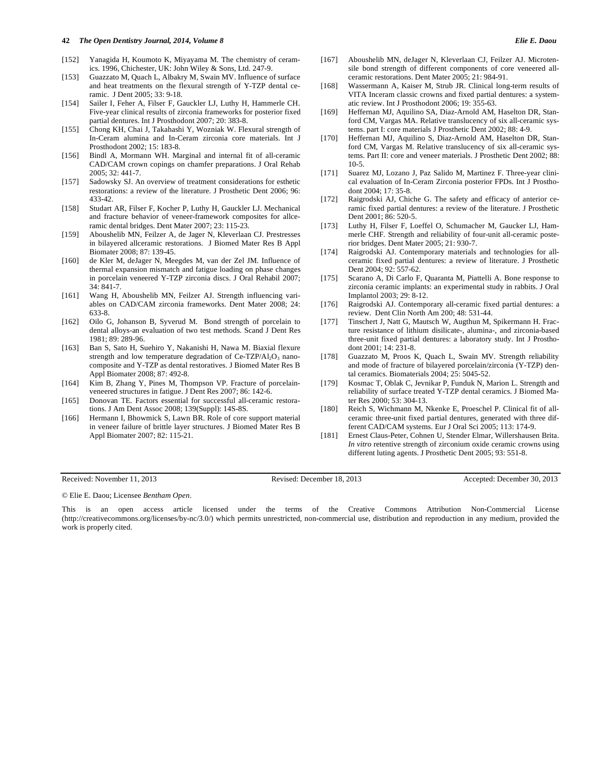[152] Yanagida H, Koumoto K, Miyayama M. The chemistry of ceramics. 1996, Chichester, UK: John Wiley & Sons, Ltd. 247-9.

[153] Guazzato M, Quach L, Albakry M, Swain MV. Influence of surface and heat treatments on the flexural strength of Y-TZP dental ceramic. J Dent 2005; 33: 9-18.

[154] Sailer I, Feher A, Filser F, Gauckler LJ, Luthy H, Hammerle CH. Five-year clinical results of zirconia frameworks for posterior fixed partial dentures. Int J Prosthodont 2007; 20: 383-8.

[155] Chong KH, Chai J, Takahashi Y, Wozniak W. Flexural strength of In-Ceram alumina and In-Ceram zirconia core materials. Int J Prosthodont 2002; 15: 183-8.

[156] Bindl A, Mormann WH. Marginal and internal fit of all-ceramic CAD/CAM crown copings on chamfer preparations. J Oral Rehab 2005; 32: 441-7.

[157] Sadowsky SJ. An overview of treatment considerations for esthetic restorations: a review of the literature. J Prosthetic Dent 2006; 96: 433-42.

[158] Studart AR, Filser F, Kocher P, Luthy H, Gauckler LJ. Mechanical and fracture behavior of veneer-framework composites for allceramic dental bridges. Dent Mater 2007; 23: 115-23.

[159] Aboushelib MN, Feilzer A, de Jager N, Kleverlaan CJ. Prestresses in bilayered allceramic restorations. J Biomed Mater Res B Appl Biomater 2008; 87: 139-45.

[160] de Kler M, deJager N, Meegdes M, van der Zel JM. Influence of thermal expansion mismatch and fatigue loading on phase changes in porcelain veneered Y-TZP zirconia discs. J Oral Rehabil 2007; 34: 841-7.

[161] Wang H, Aboushelib MN, Feilzer AJ. Strength influencing variables on CAD/CAM zirconia frameworks. Dent Mater 2008; 24: 633-8.

[162] Oilo G, Johanson B, Syverud M. Bond strength of porcelain to dental alloys-an evaluation of two test methods. Scand J Dent Res 1981; 89: 289-96.

[163] Ban S, Sato H, Suehiro Y, Nakanishi H, Nawa M. Biaxial flexure strength and low temperature degradation of Ce-TZP/$Al_2O_3$ nanocomposite and Y-TZP as dental restoratives. J Biomed Mater Res B Appl Biomater 2008; 87: 492-8.

[164] Kim B, Zhang Y, Pines M, Thompson VP. Fracture of porcelain-veneered structures in fatigue. J Dent Res 2007; 86: 142-6.

[165] Donovan TE. Factors essential for successful all-ceramic restorations. J Am Dent Assoc 2008; 139(Suppl): 14S-8S.

[166] Hermann I, Bhowmick S, Lawn BR. Role of core support material in veneer failure of brittle layer structures. J Biomed Mater Res B Appl Biomater 2007; 82: 115-21.

[167] Aboushelib MN, deJager N, Kleverlaan CJ, Feilzer AJ. Microtensile bond strength of different components of core veneered all-ceramic restorations. Dent Mater 2005; 21: 984-91.

[168] Wassermann A, Kaiser M, Strub JR. Clinical long-term results of VITA Inceram classic crowns and fixed partial dentures: a systematic review. Int J Prosthodont 2006; 19: 355-63.

[169] Heffernan MJ, Aquilino SA, Diaz-Arnold AM, Haselton DR, Stanford CM, Vargas MA. Relative translucency of six all-ceramic systems. part I: core materials J Prosthetic Dent 2002; 88: 4-9.

[170] Heffernan MJ, Aquilino S, Diaz-Arnold AM, Haselton DR, Stanford CM, Vargas M. Relative translucency of six all-ceramic systems. Part II: core and veneer materials. J Prosthetic Dent 2002; 88: 10-5.

[171] Suarez MJ, Lozano J, Paz Salido M, Martinez F. Three-year clinical evaluation of In-Ceram Zirconia posterior FPDs. Int J Prosthodont 2004; 17: 35-8.

[172] Raigrodski AJ, Chiche G. The safety and efficacy of anterior ceramic fixed partial dentures: a review of the literature. J Prosthetic Dent 2001; 86: 520-5.

[173] Luthy H, Filser F, Loeffel O, Schumacher M, Gaucker LJ, Hammerle CHF. Strength and reliability of four-unit all-ceramic posterior bridges. Dent Mater 2005; 21: 930-7.

[174] Raigrodski AJ. Contemporary materials and technologies for all-ceramic fixed partial dentures: a review of literature. J Prosthetic Dent 2004; 92: 557-62.

[175] Scarano A, Di Carlo F, Quaranta M, Piattelli A. Bone response to zirconia ceramic implants: an experimental study in rabbits. J Oral Implantol 2003; 29: 8-12.

[176] Raigrodski AJ. Contemporary all-ceramic fixed partial dentures: a review. Dent Clin North Am 200; 48: 531-44.

[177] Tinschert J, Natt G, Mautsch W, Augthun M, Spikermann H. Fracture resistance of lithium disilicate-, alumina-, and zirconia-based three-unit fixed partial dentures: a laboratory study. Int J Prosthodont 2001; 14: 231-8.

[178] Guazzato M, Proos K, Quach L, Swain MV. Strength reliability and mode of fracture of bilayered porcelain/zirconia (Y-TZP) dental ceramics. Biomaterials 2004; 25: 5045-52.

[179] Kosmac T, Oblak C, Jevnikar P, Funduk N, Marion L. Strength and reliability of surface treated Y-TZP dental ceramics. J Biomed Mater Res 2000; 53: 304-13.

[180] Reich S, Wichmann M, Nkenke E, Proeschel P. Clinical fit of all-ceramic three-unit fixed partial dentures, generated with three different CAD/CAM systems. Eur J Oral Sci 2005; 113: 174-9.

[181] Ernest Claus-Peter, Cohnen U, Stender Elmar, Willershausen Brita. *In vitro* retentive strength of zirconium oxide ceramic crowns using different luting agents. J Prosthetic Dent 2005; 93: 551-8.

Received: November 11, 2013 Revised: December 18, 2013 Accepted: December 30, 2013

© Elie E. Daou; Licensee *Bentham Open*.

This is an open access article licensed under the terms of the Creative Commons Attribution Non-Commercial License (http://creativecommons.org/licenses/by-nc/3.0/) which permits unrestricted, non-commercial use, distribution and reproduction in any medium, provided the work is properly cited.